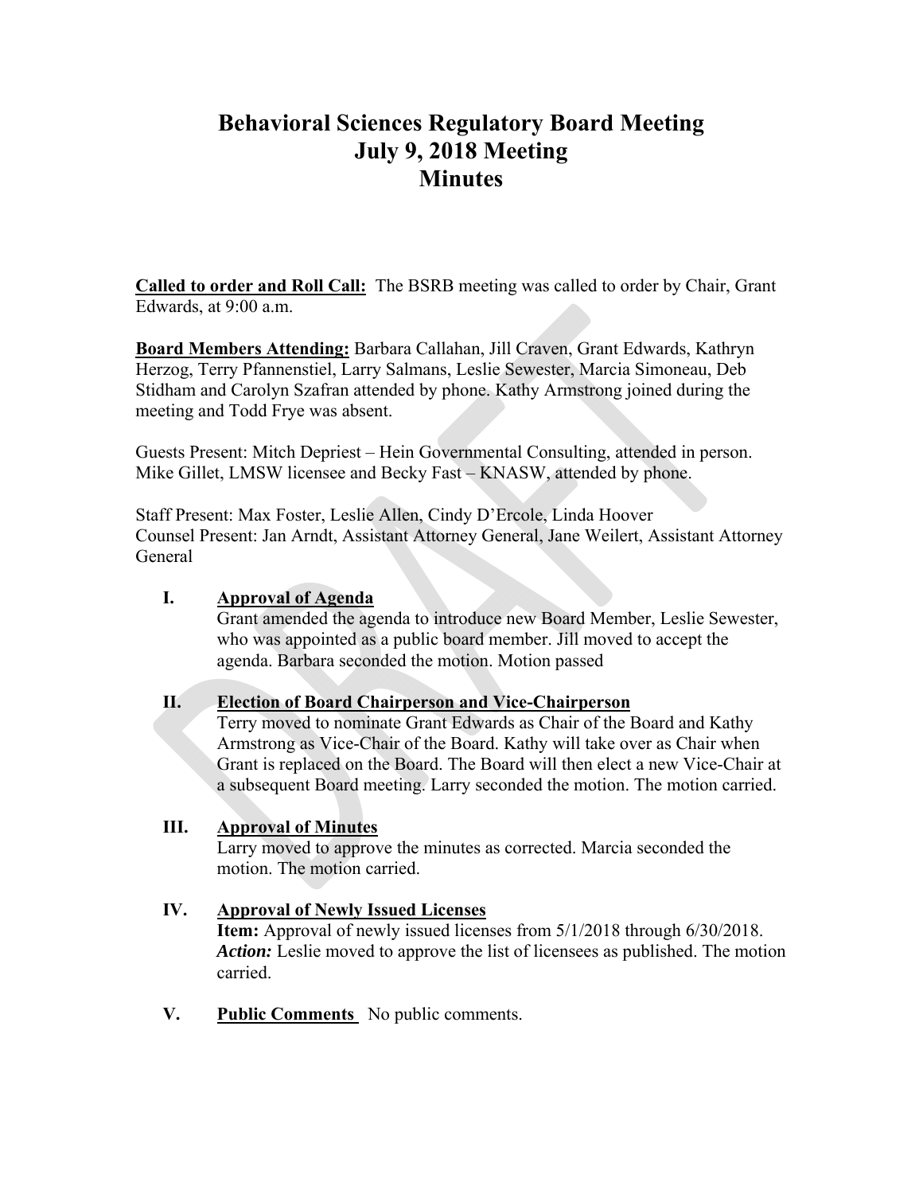# Behavioral Sciences Regulatory Board Meeting
# July 9, 2018 Meeting
# Minutes

**Called to order and Roll Call:** The BSRB meeting was called to order by Chair, Grant Edwards, at 9:00 a.m.

**Board Members Attending:** Barbara Callahan, Jill Craven, Grant Edwards, Kathryn Herzog, Terry Pfannenstiel, Larry Salmans, Leslie Sewester, Marcia Simoneau, Deb Stidham and Carolyn Szafran attended by phone. Kathy Armstrong joined during the meeting and Todd Frye was absent.

Guests Present: Mitch Depriest – Hein Governmental Consulting, attended in person. Mike Gillet, LMSW licensee and Becky Fast – KNASW, attended by phone.

Staff Present: Max Foster, Leslie Allen, Cindy D'Ercole, Linda Hoover
Counsel Present: Jan Arndt, Assistant Attorney General, Jane Weilert, Assistant Attorney General

**I. Approval of Agenda**

Grant amended the agenda to introduce new Board Member, Leslie Sewester, who was appointed as a public board member. Jill moved to accept the agenda. Barbara seconded the motion. Motion passed

**II. Election of Board Chairperson and Vice-Chairperson**

Terry moved to nominate Grant Edwards as Chair of the Board and Kathy Armstrong as Vice-Chair of the Board. Kathy will take over as Chair when Grant is replaced on the Board. The Board will then elect a new Vice-Chair at a subsequent Board meeting. Larry seconded the motion. The motion carried.

**III. Approval of Minutes**

Larry moved to approve the minutes as corrected. Marcia seconded the motion. The motion carried.

**IV. Approval of Newly Issued Licenses**

**Item:** Approval of newly issued licenses from 5/1/2018 through 6/30/2018.
***Action:*** Leslie moved to approve the list of licensees as published. The motion carried.

**V. Public Comments** No public comments.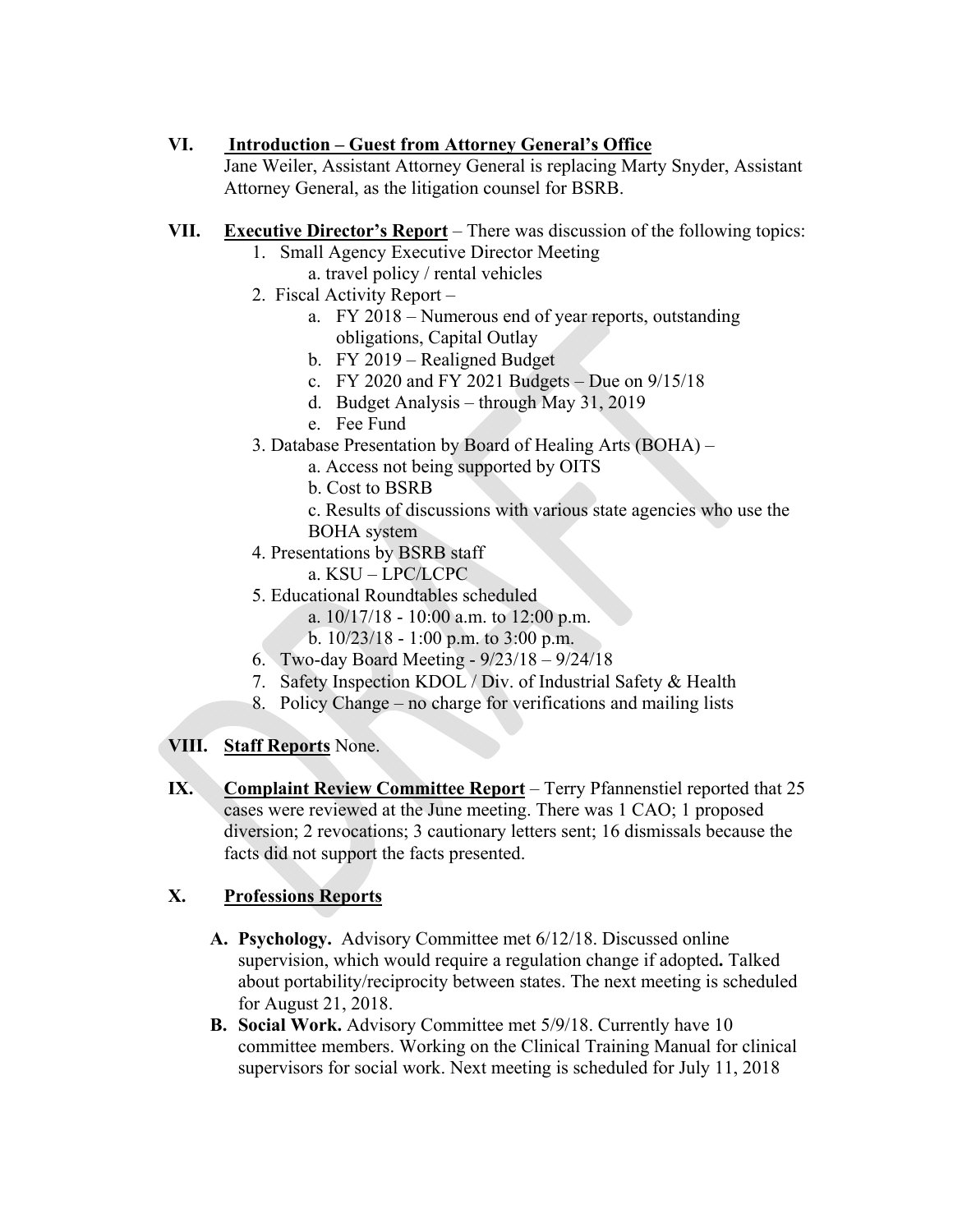**VI. Introduction – Guest from Attorney General's Office**

Jane Weiler, Assistant Attorney General is replacing Marty Snyder, Assistant Attorney General, as the litigation counsel for BSRB.

**VII. Executive Director's Report** – There was discussion of the following topics:

1. Small Agency Executive Director Meeting
   a. travel policy / rental vehicles
2. Fiscal Activity Report –
   a. FY 2018 – Numerous end of year reports, outstanding obligations, Capital Outlay
   b. FY 2019 – Realigned Budget
   c. FY 2020 and FY 2021 Budgets – Due on 9/15/18
   d. Budget Analysis – through May 31, 2019
   e. Fee Fund
3. Database Presentation by Board of Healing Arts (BOHA) –
   a. Access not being supported by OITS
   b. Cost to BSRB
   c. Results of discussions with various state agencies who use the BOHA system
4. Presentations by BSRB staff
   a. KSU – LPC/LCPC
5. Educational Roundtables scheduled
   a. 10/17/18 - 10:00 a.m. to 12:00 p.m.
   b. 10/23/18 - 1:00 p.m. to 3:00 p.m.
6. Two-day Board Meeting - 9/23/18 – 9/24/18
7. Safety Inspection KDOL / Div. of Industrial Safety & Health
8. Policy Change – no charge for verifications and mailing lists

**VIII. Staff Reports** None.

**IX. Complaint Review Committee Report** – Terry Pfannenstiel reported that 25 cases were reviewed at the June meeting. There was 1 CAO; 1 proposed diversion; 2 revocations; 3 cautionary letters sent; 16 dismissals because the facts did not support the facts presented.

**X. Professions Reports**

**A. Psychology.** Advisory Committee met 6/12/18. Discussed online supervision, which would require a regulation change if adopted**.** Talked about portability/reciprocity between states. The next meeting is scheduled for August 21, 2018.

**B. Social Work.** Advisory Committee met 5/9/18. Currently have 10 committee members. Working on the Clinical Training Manual for clinical supervisors for social work. Next meeting is scheduled for July 11, 2018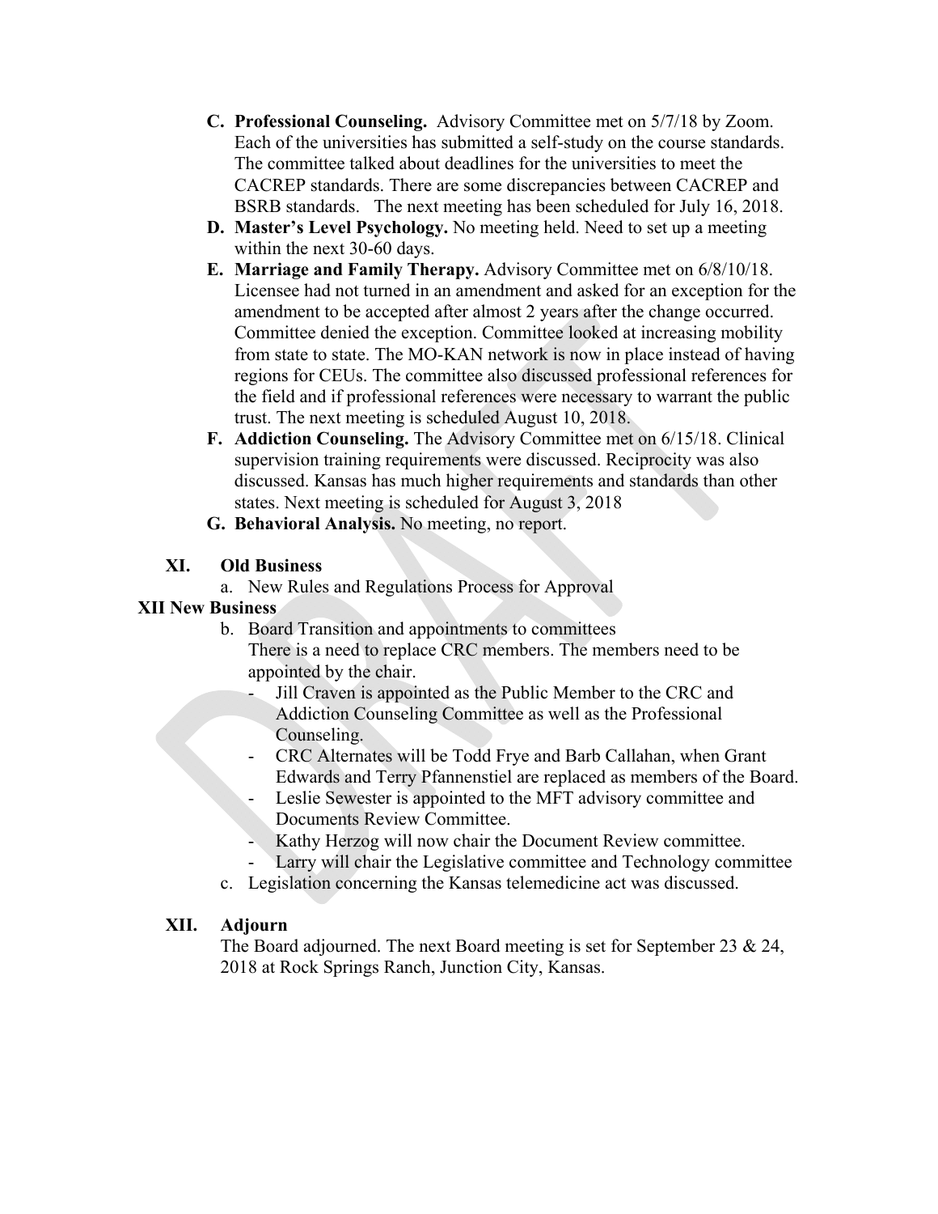C. **Professional Counseling.** Advisory Committee met on 5/7/18 by Zoom. Each of the universities has submitted a self-study on the course standards. The committee talked about deadlines for the universities to meet the CACREP standards. There are some discrepancies between CACREP and BSRB standards. The next meeting has been scheduled for July 16, 2018.

D. **Master's Level Psychology.** No meeting held. Need to set up a meeting within the next 30-60 days.

E. **Marriage and Family Therapy.** Advisory Committee met on 6/8/10/18. Licensee had not turned in an amendment and asked for an exception for the amendment to be accepted after almost 2 years after the change occurred. Committee denied the exception. Committee looked at increasing mobility from state to state. The MO-KAN network is now in place instead of having regions for CEUs. The committee also discussed professional references for the field and if professional references were necessary to warrant the public trust. The next meeting is scheduled August 10, 2018.

F. **Addiction Counseling.** The Advisory Committee met on 6/15/18. Clinical supervision training requirements were discussed. Reciprocity was also discussed. Kansas has much higher requirements and standards than other states. Next meeting is scheduled for August 3, 2018

G. **Behavioral Analysis.** No meeting, no report.

## XI. Old Business

a. New Rules and Regulations Process for Approval

## XII New Business

b. Board Transition and appointments to committees
   There is a need to replace CRC members. The members need to be appointed by the chair.
   - Jill Craven is appointed as the Public Member to the CRC and Addiction Counseling Committee as well as the Professional Counseling.
   - CRC Alternates will be Todd Frye and Barb Callahan, when Grant Edwards and Terry Pfannenstiel are replaced as members of the Board.
   - Leslie Sewester is appointed to the MFT advisory committee and Documents Review Committee.
   - Kathy Herzog will now chair the Document Review committee.
   - Larry will chair the Legislative committee and Technology committee

c. Legislation concerning the Kansas telemedicine act was discussed.

## XII. Adjourn

The Board adjourned. The next Board meeting is set for September 23 & 24, 2018 at Rock Springs Ranch, Junction City, Kansas.